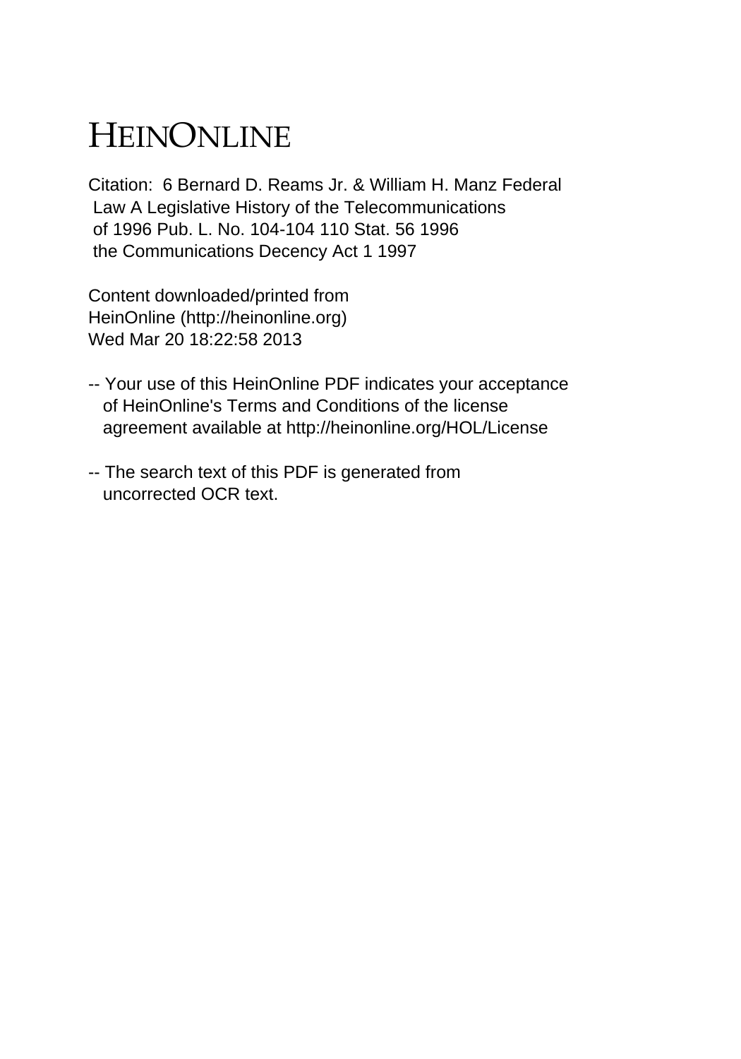# HEINONLINE

Citation: 6 Bernard D. Reams Jr. & William H. Manz Federal Law A Legislative History of the Telecommunications of 1996 Pub. L. No. 104-104 110 Stat. 56 1996 the Communications Decency Act 1 1997

Content downloaded/printed from HeinOnline (http://heinonline.org) Wed Mar 20 18:22:58 2013

-- Your use of this HeinOnline PDF indicates your acceptance of HeinOnline's Terms and Conditions of the license agreement available at http://heinonline.org/HOL/License

-- The search text of this PDF is generated from uncorrected OCR text.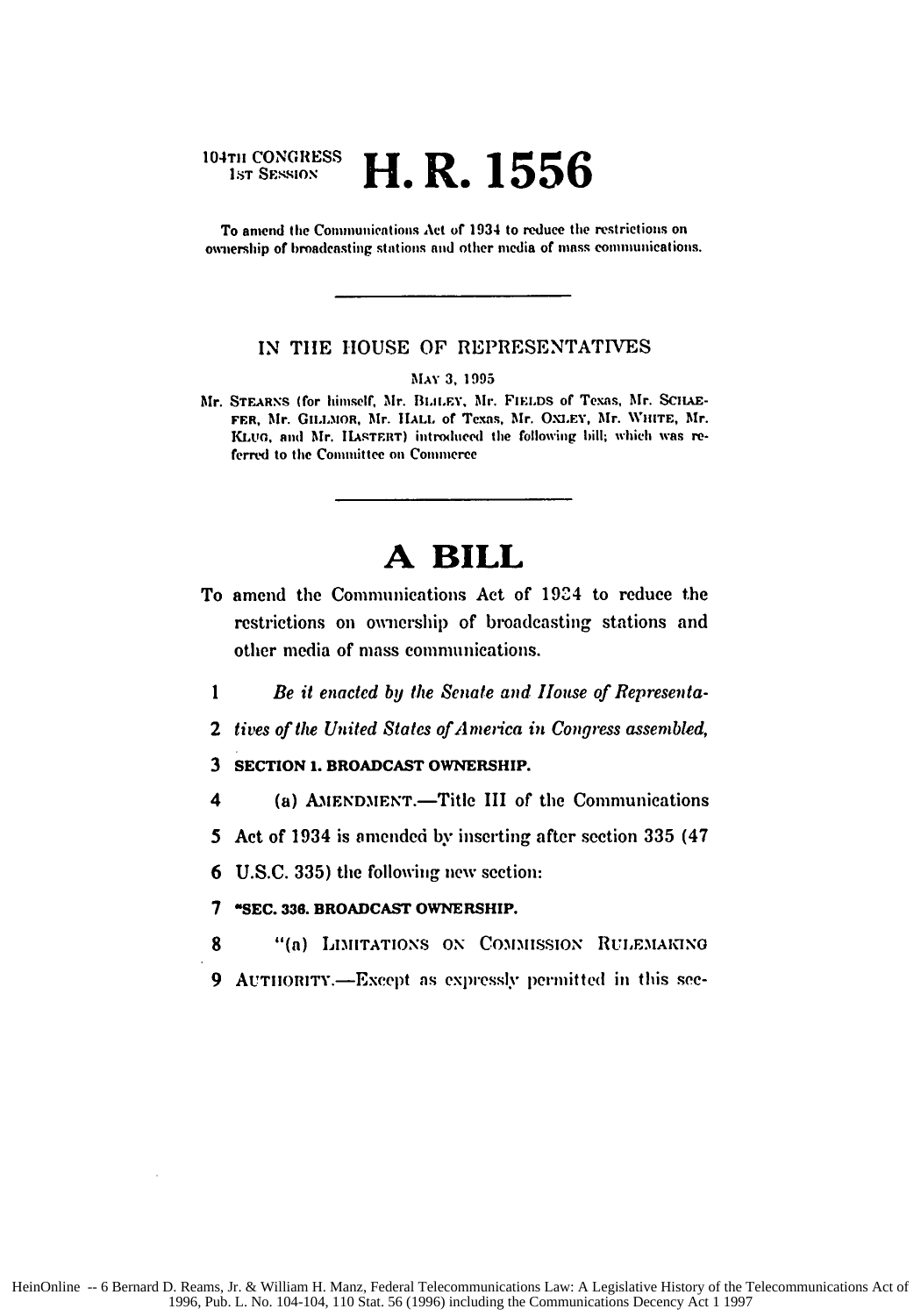104TH CONGRESS
1ST SESSION

# H. R. 1556

To amend the Communications Act of 1934 to reduce the restrictions on ownership of broadcasting stations and other media of mass communications.

---

IN THE HOUSE OF REPRESENTATIVES

MAY 3, 1995

Mr. STEARNS (for himself, Mr. BLILEY, Mr. FIELDS of Texas, Mr. SCHAEFER, Mr. GILLMOR, Mr. HALL of Texas, Mr. OXLEY, Mr. WHITE, Mr. KLUG, and Mr. HASTERT) introduced the following bill; which was referred to the Committee on Commerce

---

# A BILL

To amend the Communications Act of 1934 to reduce the restrictions on ownership of broadcasting stations and other media of mass communications.

1 *Be it enacted by the Senate and House of Representa-*
2 *tives of the United States of America in Congress assembled,*
3 **SECTION 1. BROADCAST OWNERSHIP.**
4 (a) AMENDMENT.—Title III of the Communications
5 Act of 1934 is amended by inserting after section 335 (47
6 U.S.C. 335) the following new section:
7 **"SEC. 336. BROADCAST OWNERSHIP.**
8 "(a) LIMITATIONS ON COMMISSION RULEMAKING
9 AUTHORITY.—Except as expressly permitted in this sec-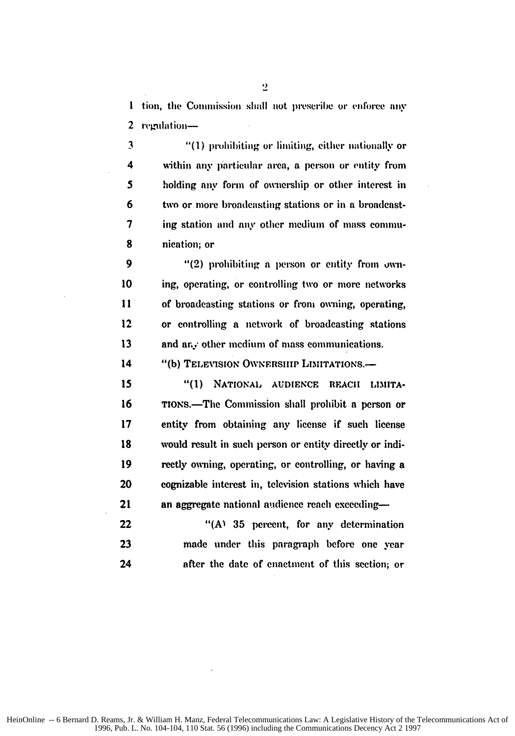tion, the Commission shall not prescribe or enforce any regulation—

"(1) prohibiting or limiting, either nationally or within any particular area, a person or entity from holding any form of ownership or other interest in two or more broadcasting stations or in a broadcasting station and any other medium of mass communication; or

"(2) prohibiting a person or entity from owning, operating, or controlling two or more networks of broadcasting stations or from owning, operating, or controlling a network of broadcasting stations and any other medium of mass communications.

"(b) TELEVISION OWNERSHIP LIMITATIONS.—

"(1) NATIONAL AUDIENCE REACH LIMITATIONS.—The Commission shall prohibit a person or entity from obtaining any license if such license would result in such person or entity directly or indirectly owning, operating, or controlling, or having a cognizable interest in, television stations which have an aggregate national audience reach exceeding—

"(A) 35 percent, for any determination made under this paragraph before one year after the date of enactment of this section; or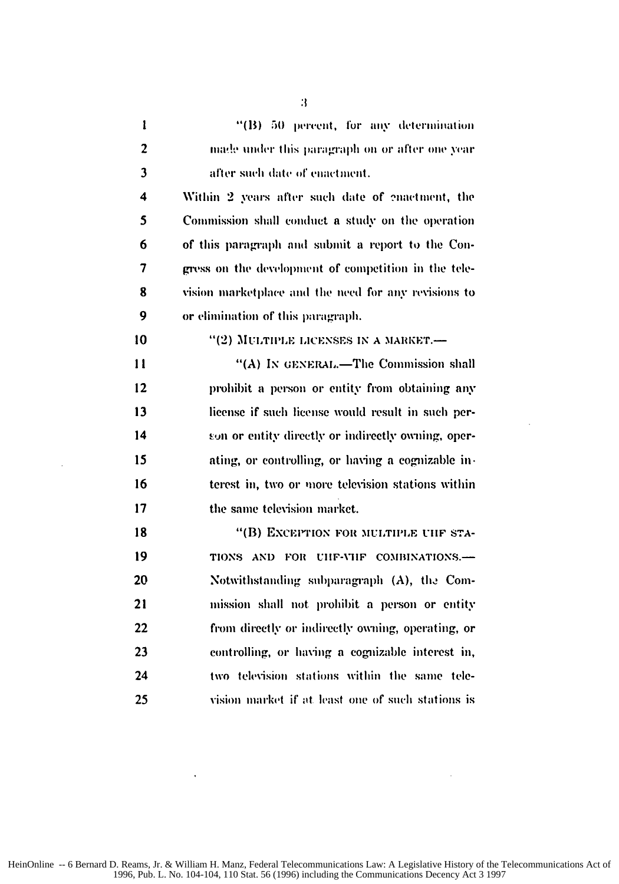"(B) 50 percent, for any determination made under this paragraph on or after one year after such date of enactment.

Within 2 years after such date of enactment, the Commission shall conduct a study on the operation of this paragraph and submit a report to the Congress on the development of competition in the television marketplace and the need for any revisions to or elimination of this paragraph.

"(2) MULTIPLE LICENSES IN A MARKET.—

"(A) IN GENERAL.—The Commission shall prohibit a person or entity from obtaining any license if such license would result in such person or entity directly or indirectly owning, operating, or controlling, or having a cognizable interest in, two or more television stations within the same television market.

"(B) EXCEPTION FOR MULTIPLE UHF STATIONS AND FOR UHF-VHF COMBINATIONS.— Notwithstanding subparagraph (A), the Commission shall not prohibit a person or entity from directly or indirectly owning, operating, or controlling, or having a cognizable interest in, two television stations within the same television market if at least one of such stations is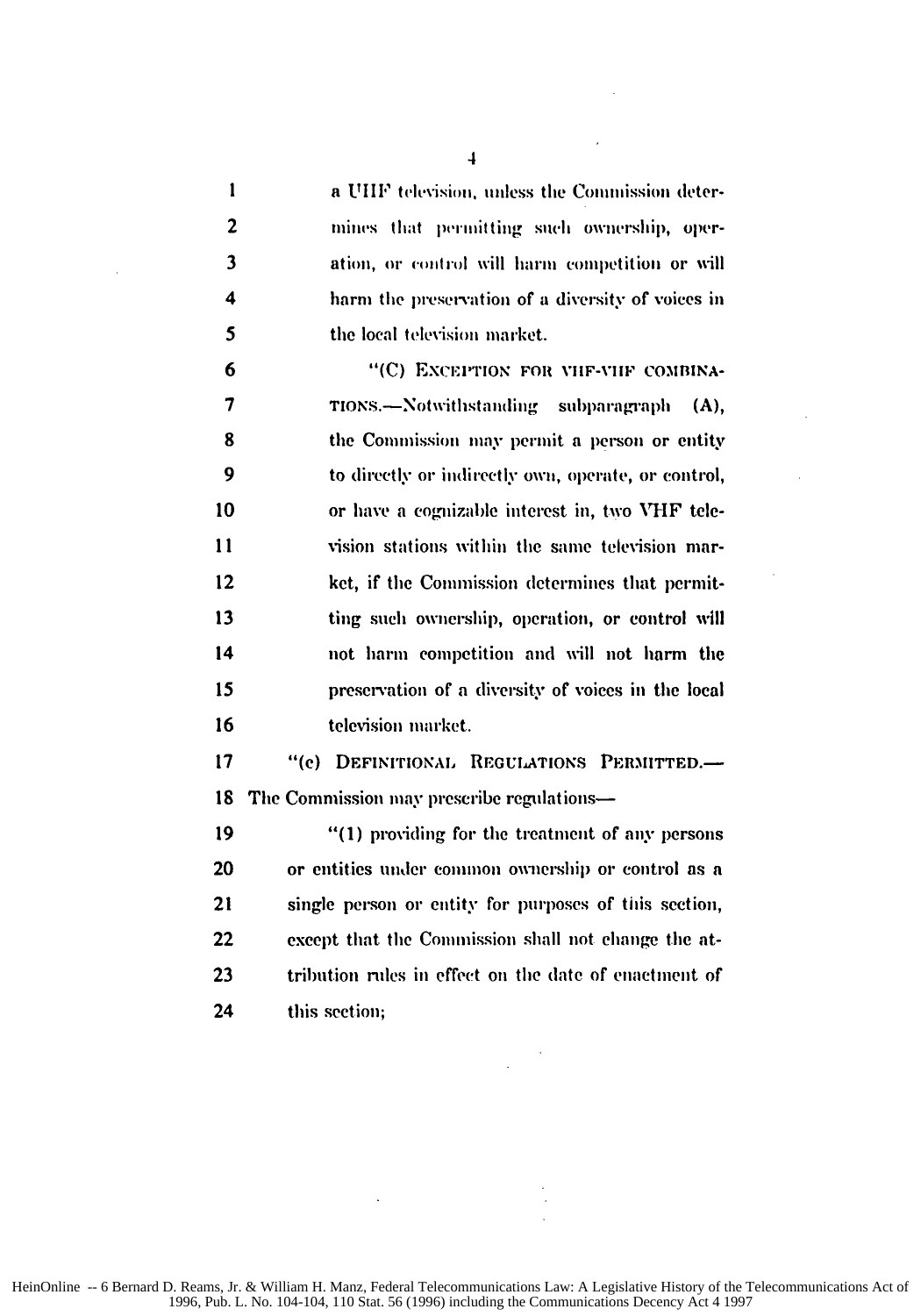a UHF television, unless the Commission determines that permitting such ownership, operation, or control will harm competition or will harm the preservation of a diversity of voices in the local television market.

"(C) EXCEPTION FOR VHF-VHF COMBINATIONS.—Notwithstanding subparagraph (A), the Commission may permit a person or entity to directly or indirectly own, operate, or control, or have a cognizable interest in, two VHF television stations within the same television market, if the Commission determines that permitting such ownership, operation, or control will not harm competition and will not harm the preservation of a diversity of voices in the local television market.

"(c) DEFINITIONAL REGULATIONS PERMITTED.—The Commission may prescribe regulations—

"(1) providing for the treatment of any persons or entities under common ownership or control as a single person or entity for purposes of this section, except that the Commission shall not change the attribution rules in effect on the date of enactment of this section;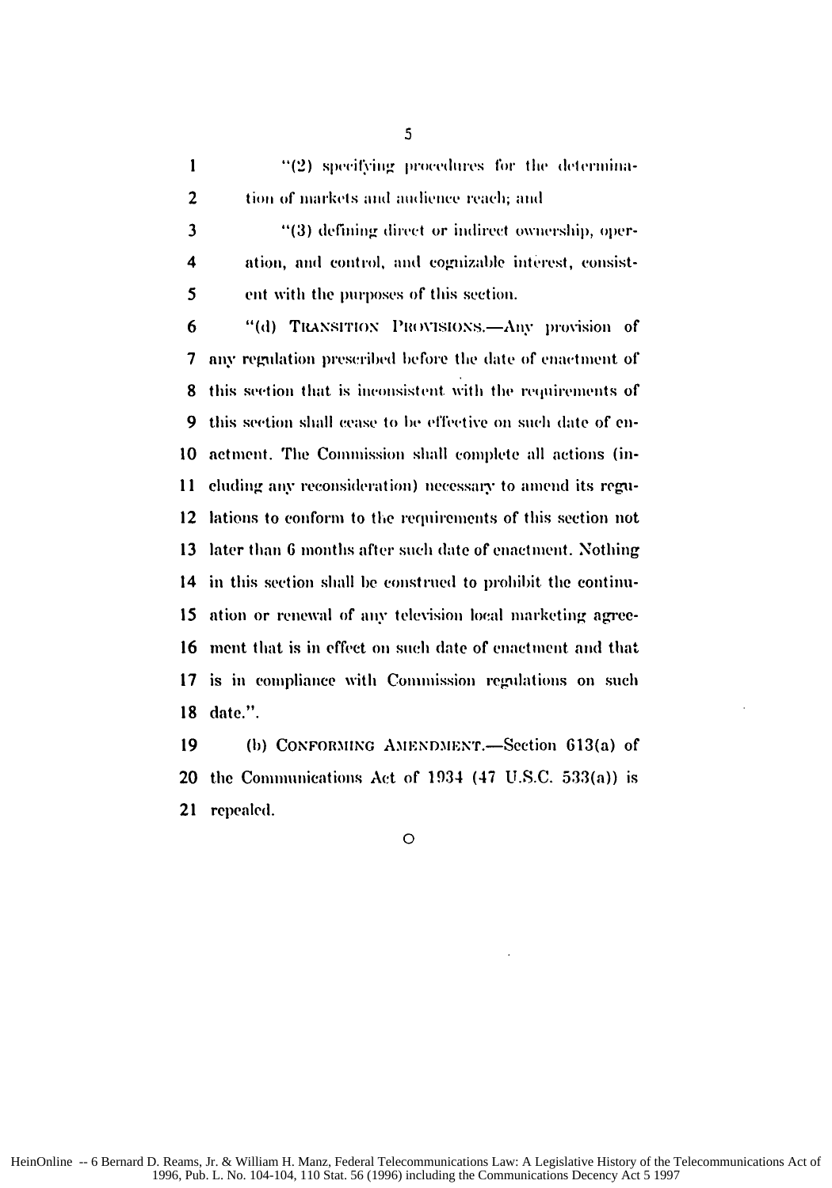"(2) specifying procedures for the determination of markets and audience reach; and

"(3) defining direct or indirect ownership, operation, and control, and cognizable interest, consistent with the purposes of this section.

"(d) TRANSITION PROVISIONS.—Any provision of any regulation prescribed before the date of enactment of this section that is inconsistent with the requirements of this section shall cease to be effective on such date of enactment. The Commission shall complete all actions (including any reconsideration) necessary to amend its regulations to conform to the requirements of this section not later than 6 months after such date of enactment. Nothing in this section shall be construed to prohibit the continuation or renewal of any television local marketing agreement that is in effect on such date of enactment and that is in compliance with Commission regulations on such date.".

(b) CONFORMING AMENDMENT.—Section 613(a) of the Communications Act of 1934 (47 U.S.C. 533(a)) is repealed.

O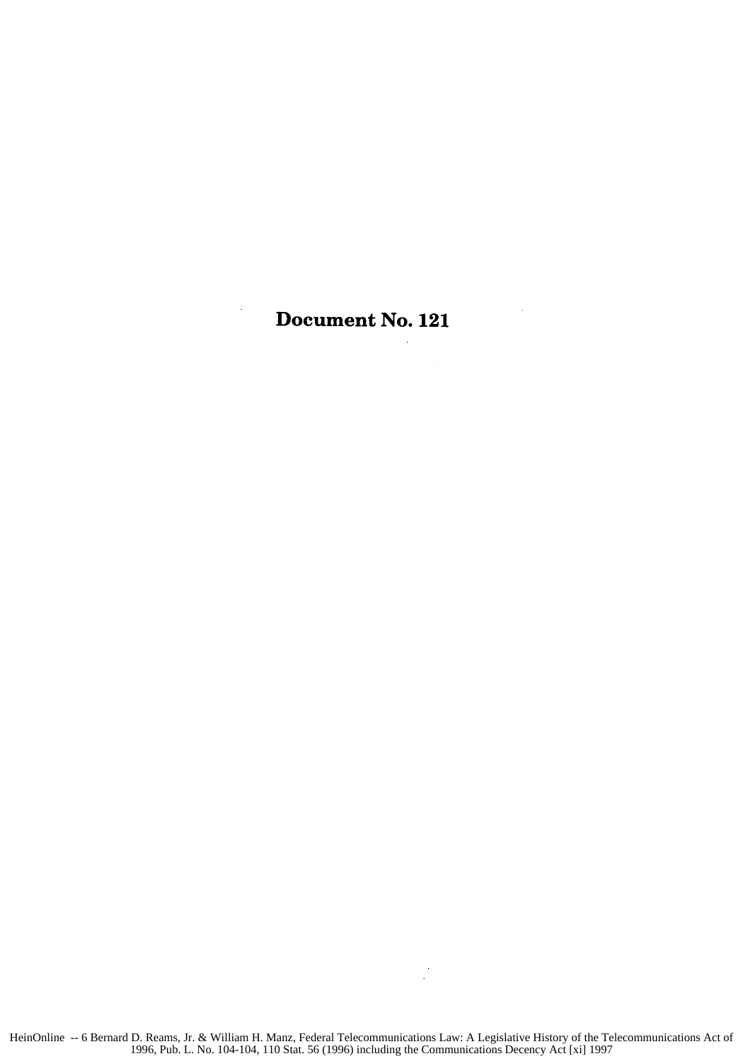# Document No. 121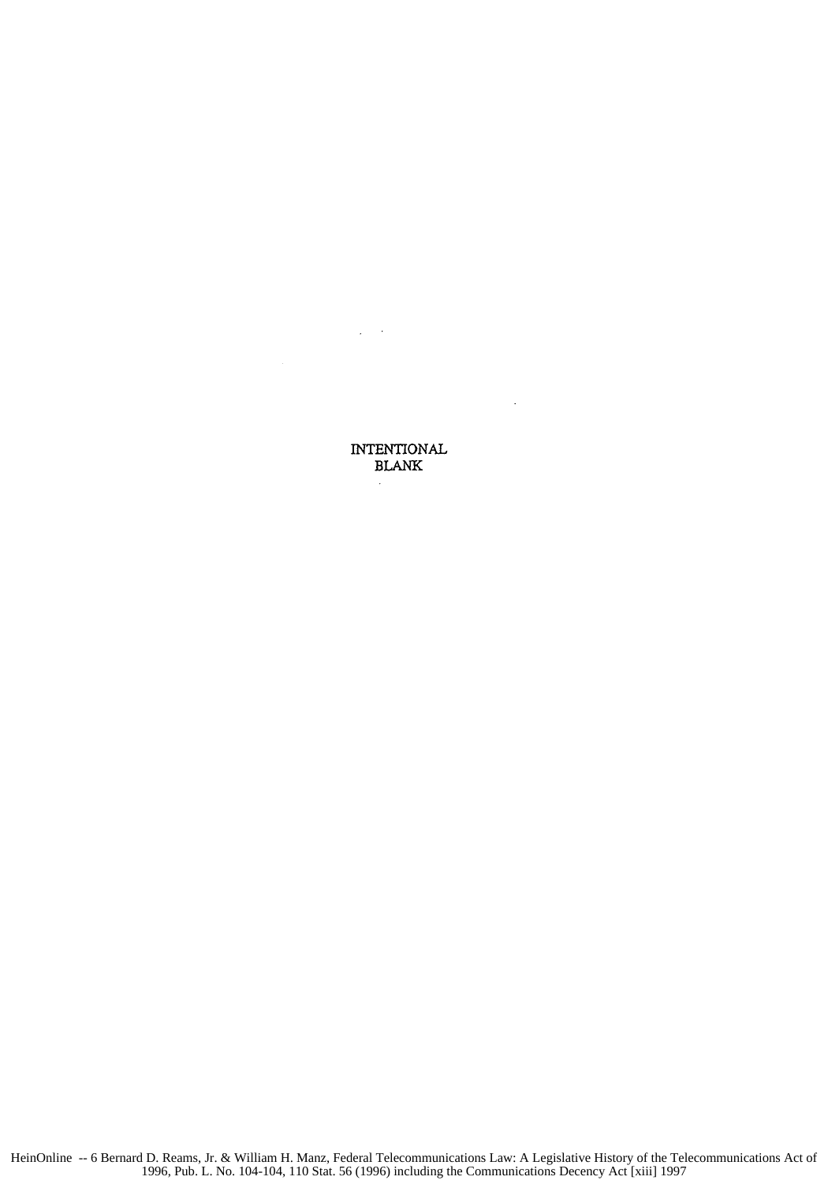INTENTIONAL
BLANK